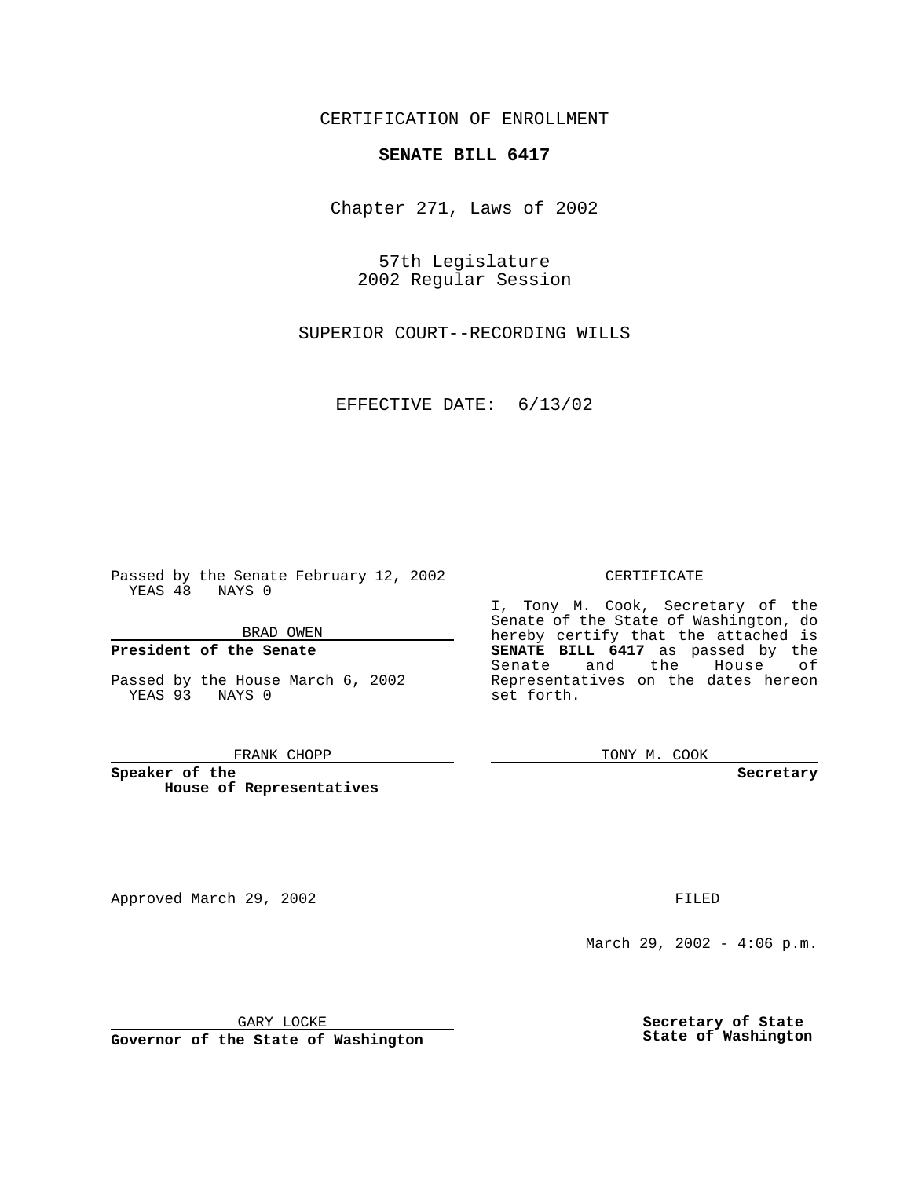CERTIFICATION OF ENROLLMENT

**SENATE BILL 6417**

Chapter 271, Laws of 2002

57th Legislature
2002 Regular Session

SUPERIOR COURT--RECORDING WILLS

EFFECTIVE DATE: 6/13/02

Passed by the Senate February 12, 2002
YEAS 48 NAYS 0

BRAD OWEN

**President of the Senate**

Passed by the House March 6, 2002
YEAS 93 NAYS 0

FRANK CHOPP

**Speaker of the House of Representatives**

CERTIFICATE

I, Tony M. Cook, Secretary of the Senate of the State of Washington, do hereby certify that the attached is **SENATE BILL 6417** as passed by the Senate and the House of Representatives on the dates hereon set forth.

TONY M. COOK

**Secretary**

Approved March 29, 2002

FILED

March 29, 2002 - 4:06 p.m.

GARY LOCKE

**Governor of the State of Washington**

**Secretary of State**
**State of Washington**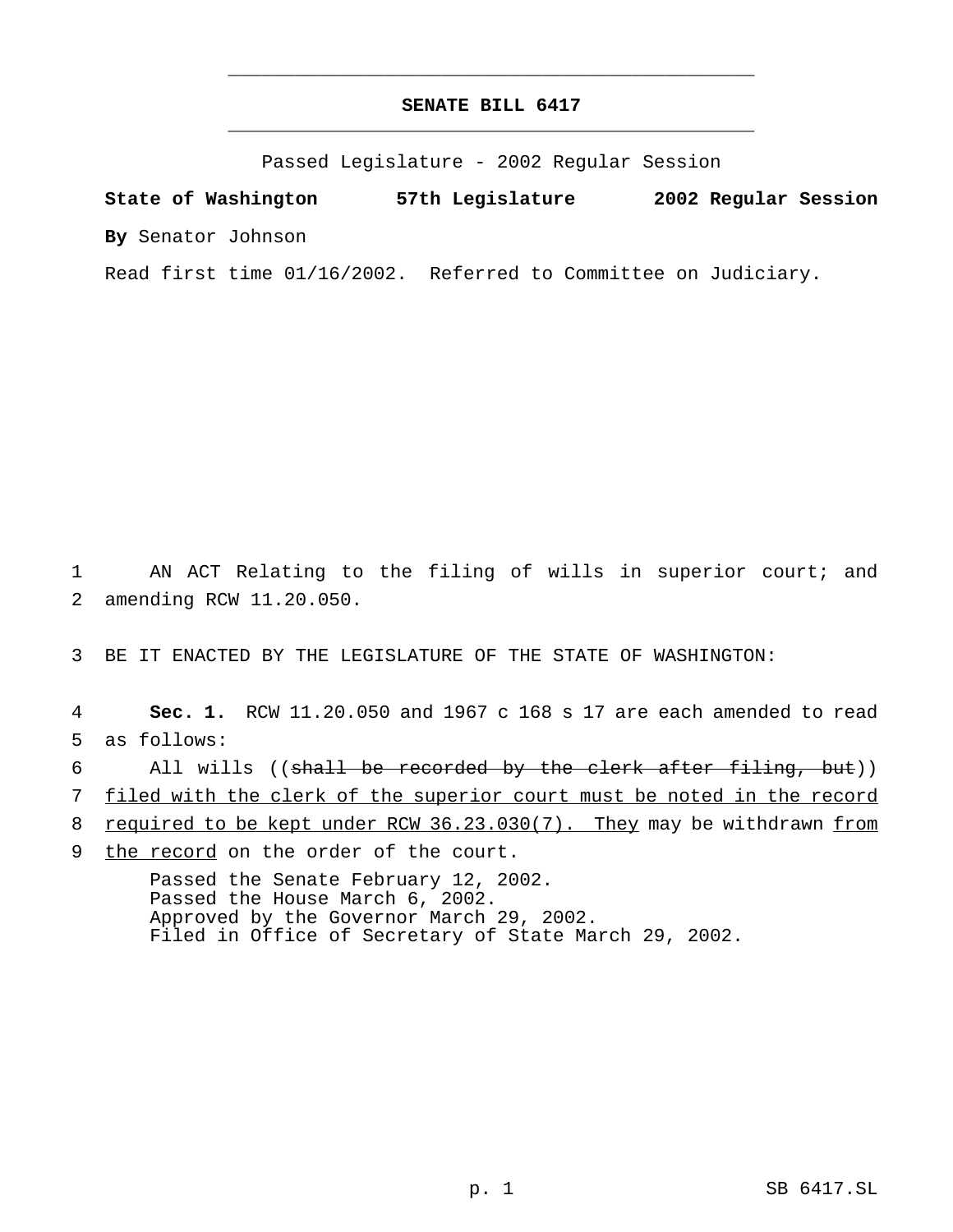# SENATE BILL 6417

Passed Legislature - 2002 Regular Session

**State of Washington 57th Legislature 2002 Regular Session**

**By** Senator Johnson

Read first time 01/16/2002. Referred to Committee on Judiciary.

1 AN ACT Relating to the filing of wills in superior court; and
2 amending RCW 11.20.050.

3 BE IT ENACTED BY THE LEGISLATURE OF THE STATE OF WASHINGTON:

4 **Sec. 1.** RCW 11.20.050 and 1967 c 168 s 17 are each amended to read
5 as follows:
6 All wills ((~~shall be recorded by the clerk after filing, but~~))
7 filed with the clerk of the superior court must be noted in the record
8 required to be kept under RCW 36.23.030(7). They may be withdrawn from
9 the record on the order of the court.

Passed the Senate February 12, 2002.
Passed the House March 6, 2002.
Approved by the Governor March 29, 2002.
Filed in Office of Secretary of State March 29, 2002.